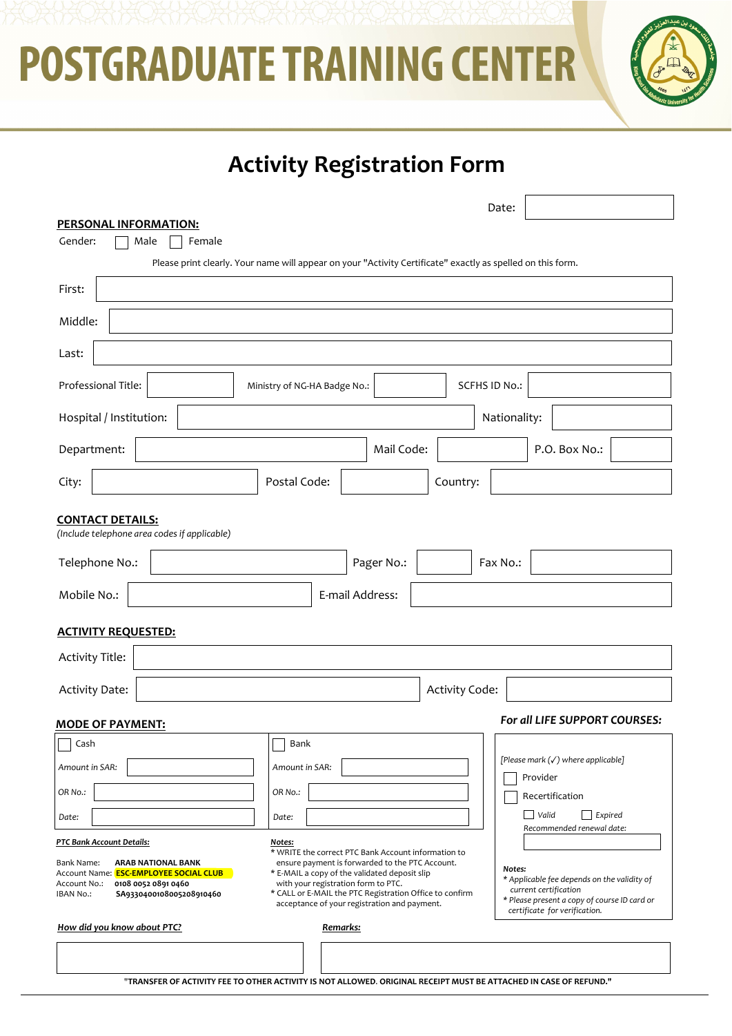# POSTGRADUATE TRAINING CENTER

## Activity Registration Form

Date:

**PERSONAL INFORMATION:**

Gender: ☐ Male ☐ Female

Please print clearly. Your name will appear on your "Activity Certificate" exactly as spelled on this form.

First:

Middle:

Last:

Professional Title: | Ministry of NG-HA Badge No.: | SCFHS ID No.:

Hospital / Institution: | Nationality:

Department: | Mail Code: | P.O. Box No.:

City: | Postal Code: | Country:

**CONTACT DETAILS:**

*(Include telephone area codes if applicable)*

Telephone No.: | Pager No.: | Fax No.:

Mobile No.: | E-mail Address:

**ACTIVITY REQUESTED:**

Activity Title:

Activity Date: | Activity Code:

**MODE OF PAYMENT:**

| ☐ Cash | ☐ Bank |
|---|---|
| *Amount in SAR:* | *Amount in SAR:* |
| *OR No.:* | *OR No.:* |
| *Date:* | *Date:* |

***PTC Bank Account Details:***

Bank Name: **ARAB NATIONAL BANK**
Account Name: **ESC-EMPLOYEE SOCIAL CLUB**
Account No.: **0108 0052 0891 0460**
IBAN No.: **SA9330400108005208910460**

***Notes:***

* WRITE the correct PTC Bank Account information to ensure payment is forwarded to the PTC Account.
* E-MAIL a copy of the validated deposit slip with your registration form to PTC.
* CALL or E-MAIL the PTC Registration Office to confirm acceptance of your registration and payment.

***For all LIFE SUPPORT COURSES:***

*[Please mark (✓) where applicable]*

☐ Provider

☐ Recertification

☐ *Valid* ☐ *Expired*

*Recommended renewal date:*

***Notes:***

*\* Applicable fee depends on the validity of current certification*

*\* Please present a copy of course ID card or certificate for verification.*

***How did you know about PTC?***

***Remarks:***

**"TRANSFER OF ACTIVITY FEE TO OTHER ACTIVITY IS NOT ALLOWED. ORIGINAL RECEIPT MUST BE ATTACHED IN CASE OF REFUND."**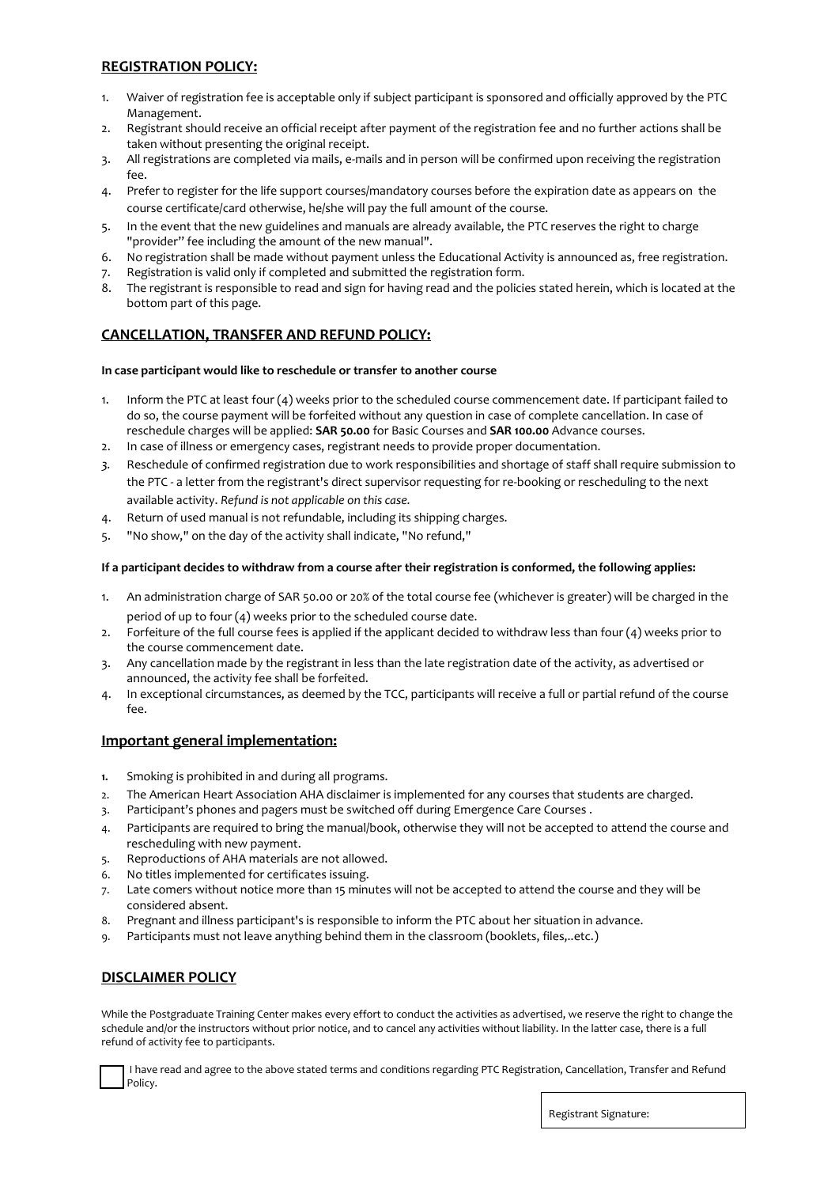## REGISTRATION POLICY:

1. Waiver of registration fee is acceptable only if subject participant is sponsored and officially approved by the PTC Management.
2. Registrant should receive an official receipt after payment of the registration fee and no further actions shall be taken without presenting the original receipt.
3. All registrations are completed via mails, e-mails and in person will be confirmed upon receiving the registration fee.
4. Prefer to register for the life support courses/mandatory courses before the expiration date as appears on the course certificate/card otherwise, he/she will pay the full amount of the course.
5. In the event that the new guidelines and manuals are already available, the PTC reserves the right to charge "provider" fee including the amount of the new manual".
6. No registration shall be made without payment unless the Educational Activity is announced as, free registration.
7. Registration is valid only if completed and submitted the registration form.
8. The registrant is responsible to read and sign for having read and the policies stated herein, which is located at the bottom part of this page.

## CANCELLATION, TRANSFER AND REFUND POLICY:

**In case participant would like to reschedule or transfer to another course**

1. Inform the PTC at least four (4) weeks prior to the scheduled course commencement date. If participant failed to do so, the course payment will be forfeited without any question in case of complete cancellation. In case of reschedule charges will be applied: **SAR 50.00** for Basic Courses and **SAR 100.00** Advance courses.
2. In case of illness or emergency cases, registrant needs to provide proper documentation.
3. Reschedule of confirmed registration due to work responsibilities and shortage of staff shall require submission to the PTC - a letter from the registrant's direct supervisor requesting for re-booking or rescheduling to the next available activity. *Refund is not applicable on this case.*
4. Return of used manual is not refundable, including its shipping charges.
5. "No show," on the day of the activity shall indicate, "No refund,"

**If a participant decides to withdraw from a course after their registration is conformed, the following applies:**

1. An administration charge of SAR 50.00 or 20% of the total course fee (whichever is greater) will be charged in the period of up to four (4) weeks prior to the scheduled course date.
2. Forfeiture of the full course fees is applied if the applicant decided to withdraw less than four (4) weeks prior to the course commencement date.
3. Any cancellation made by the registrant in less than the late registration date of the activity, as advertised or announced, the activity fee shall be forfeited.
4. In exceptional circumstances, as deemed by the TCC, participants will receive a full or partial refund of the course fee.

## Important general implementation:

1. Smoking is prohibited in and during all programs.
2. The American Heart Association AHA disclaimer is implemented for any courses that students are charged.
3. Participant's phones and pagers must be switched off during Emergence Care Courses .
4. Participants are required to bring the manual/book, otherwise they will not be accepted to attend the course and rescheduling with new payment.
5. Reproductions of AHA materials are not allowed.
6. No titles implemented for certificates issuing.
7. Late comers without notice more than 15 minutes will not be accepted to attend the course and they will be considered absent.
8. Pregnant and illness participant's is responsible to inform the PTC about her situation in advance.
9. Participants must not leave anything behind them in the classroom (booklets, files,..etc.)

## DISCLAIMER POLICY

While the Postgraduate Training Center makes every effort to conduct the activities as advertised, we reserve the right to change the schedule and/or the instructors without prior notice, and to cancel any activities without liability. In the latter case, there is a full refund of activity fee to participants.

☐ I have read and agree to the above stated terms and conditions regarding PTC Registration, Cancellation, Transfer and Refund Policy.

Registrant Signature: